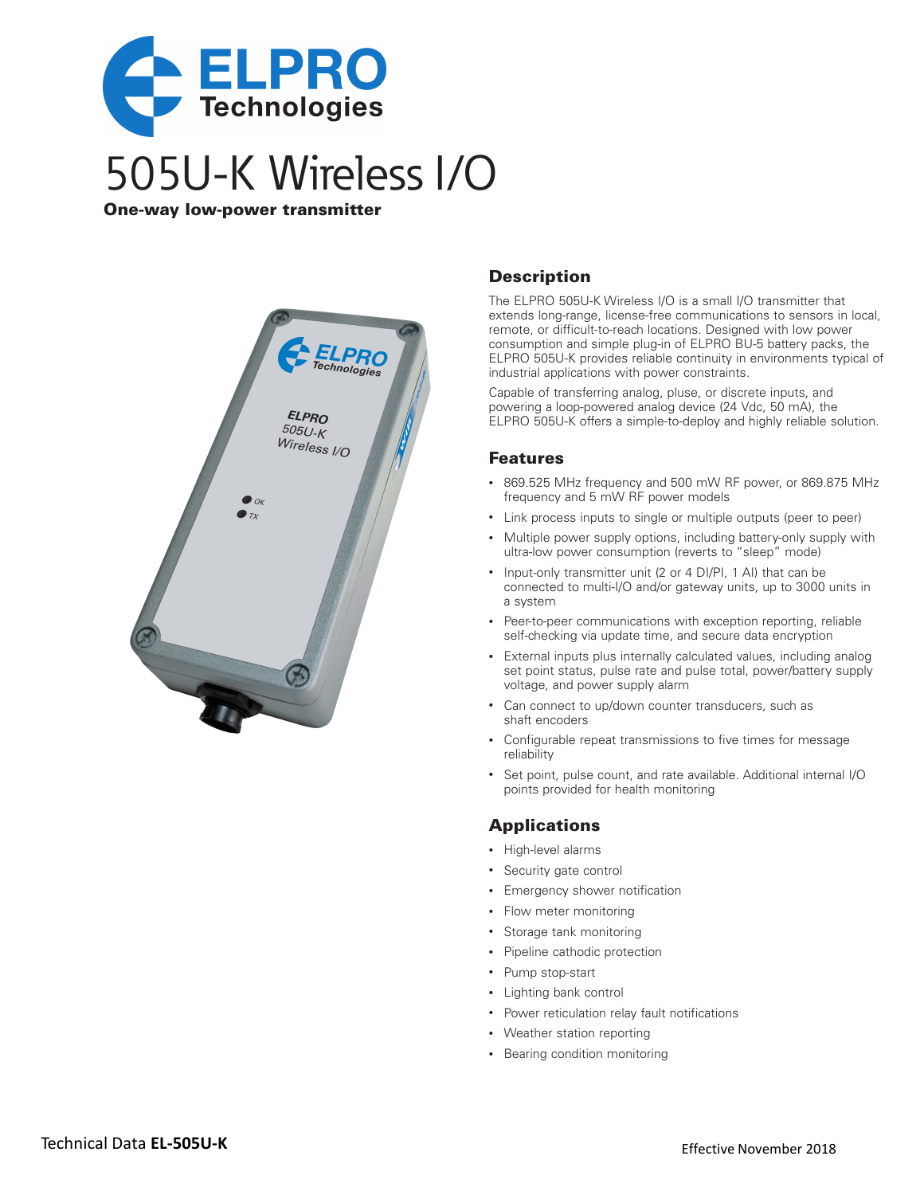# 505U-K Wireless I/O

**One-way low-power transmitter**

## Description

The ELPRO 505U-K Wireless I/O is a small I/O transmitter that extends long-range, license-free communications to sensors in local, remote, or difficult-to-reach locations. Designed with low power consumption and simple plug-in of ELPRO BU-5 battery packs, the ELPRO 505U-K provides reliable continuity in environments typical of industrial applications with power constraints.

Capable of transferring analog, pluse, or discrete inputs, and powering a loop-powered analog device (24 Vdc, 50 mA), the ELPRO 505U-K offers a simple-to-deploy and highly reliable solution.

## Features

- 869.525 MHz frequency and 500 mW RF power, or 869.875 MHz frequency and 5 mW RF power models
- Link process inputs to single or multiple outputs (peer to peer)
- Multiple power supply options, including battery-only supply with ultra-low power consumption (reverts to "sleep" mode)
- Input-only transmitter unit (2 or 4 DI/PI, 1 AI) that can be connected to multi-I/O and/or gateway units, up to 3000 units in a system
- Peer-to-peer communications with exception reporting, reliable self-checking via update time, and secure data encryption
- External inputs plus internally calculated values, including analog set point status, pulse rate and pulse total, power/battery supply voltage, and power supply alarm
- Can connect to up/down counter transducers, such as shaft encoders
- Configurable repeat transmissions to five times for message reliability
- Set point, pulse count, and rate available. Additional internal I/O points provided for health monitoring

## Applications

- High-level alarms
- Security gate control
- Emergency shower notification
- Flow meter monitoring
- Storage tank monitoring
- Pipeline cathodic protection
- Pump stop-start
- Lighting bank control
- Power reticulation relay fault notifications
- Weather station reporting
- Bearing condition monitoring

Technical Data **EL-505U-K**

Effective November 2018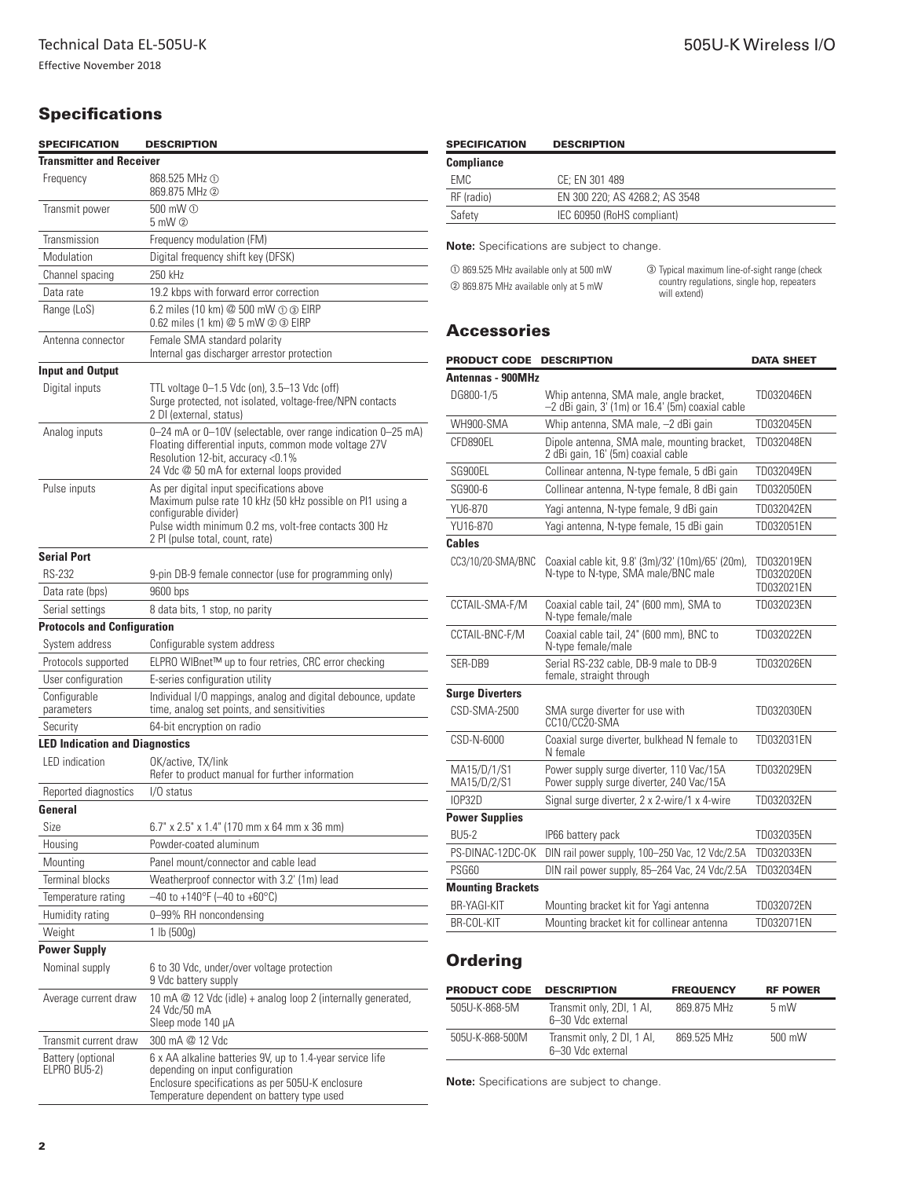## Specifications

| SPECIFICATION | DESCRIPTION |
| --- | --- |
| **Transmitter and Receiver** | |
| Frequency | 868.525 MHz ① 869.875 MHz ② |
| Transmit power | 500 mW ① 5 mW ② |
| Transmission | Frequency modulation (FM) |
| Modulation | Digital frequency shift key (DFSK) |
| Channel spacing | 250 kHz |
| Data rate | 19.2 kbps with forward error correction |
| Range (LoS) | 6.2 miles (10 km) @ 500 mW ① ③ EIRP 0.62 miles (1 km) @ 5 mW ② ③ EIRP |
| Antenna connector | Female SMA standard polarity Internal gas discharger arrestor protection |
| **Input and Output** | |
| Digital inputs | TTL voltage 0–1.5 Vdc (on), 3.5–13 Vdc (off) Surge protected, not isolated, voltage-free/NPN contacts 2 DI (external, status) |
| Analog inputs | 0–24 mA or 0–10V (selectable, over range indication 0–25 mA) Floating differential inputs, common mode voltage 27V Resolution 12-bit, accuracy <0.1% 24 Vdc @ 50 mA for external loops provided |
| Pulse inputs | As per digital input specifications above Maximum pulse rate 10 kHz (50 kHz possible on PI1 using a configurable divider) Pulse width minimum 0.2 ms, volt-free contacts 300 Hz 2 PI (pulse total, count, rate) |
| **Serial Port** | |
| RS-232 | 9-pin DB-9 female connector (use for programming only) |
| Data rate (bps) | 9600 bps |
| Serial settings | 8 data bits, 1 stop, no parity |
| **Protocols and Configuration** | |
| System address | Configurable system address |
| Protocols supported | ELPRO WIBnet™ up to four retries, CRC error checking |
| User configuration | E-series configuration utility |
| Configurable parameters | Individual I/O mappings, analog and digital debounce, update time, analog set points, and sensitivities |
| Security | 64-bit encryption on radio |
| **LED Indication and Diagnostics** | |
| LED indication | OK/active, TX/link Refer to product manual for further information |
| Reported diagnostics | I/O status |
| **General** | |
| Size | 6.7" x 2.5" x 1.4" (170 mm x 64 mm x 36 mm) |
| Housing | Powder-coated aluminum |
| Mounting | Panel mount/connector and cable lead |
| Terminal blocks | Weatherproof connector with 3.2' (1m) lead |
| Temperature rating | –40 to +140°F (–40 to +60°C) |
| Humidity rating | 0–99% RH noncondensing |
| Weight | 1 lb (500g) |
| **Power Supply** | |
| Nominal supply | 6 to 30 Vdc, under/over voltage protection 9 Vdc battery supply |
| Average current draw | 10 mA @ 12 Vdc (idle) + analog loop 2 (internally generated, 24 Vdc/50 mA Sleep mode 140 µA |
| Transmit current draw | 300 mA @ 12 Vdc |
| Battery (optional ELPRO BU5-2) | 6 x AA alkaline batteries 9V, up to 1.4-year service life depending on input configuration Enclosure specifications as per 505U-K enclosure Temperature dependent on battery type used |

| SPECIFICATION | DESCRIPTION |
| --- | --- |
| **Compliance** | |
| EMC | CE; EN 301 489 |
| RF (radio) | EN 300 220; AS 4268.2; AS 3548 |
| Safety | IEC 60950 (RoHS compliant) |

**Note:** Specifications are subject to change.

① 869.525 MHz available only at 500 mW
② 869.875 MHz available only at 5 mW
③ Typical maximum line-of-sight range (check country regulations, single hop, repeaters will extend)

## Accessories

| PRODUCT CODE | DESCRIPTION | DATA SHEET |
| --- | --- | --- |
| **Antennas - 900MHz** | | |
| DG800-1/5 | Whip antenna, SMA male, angle bracket, –2 dBi gain, 3' (1m) or 16.4' (5m) coaxial cable | TD032046EN |
| WH900-SMA | Whip antenna, SMA male, –2 dBi gain | TD032045EN |
| CFD890EL | Dipole antenna, SMA male, mounting bracket, 2 dBi gain, 16' (5m) coaxial cable | TD032048EN |
| SG900EL | Collinear antenna, N-type female, 5 dBi gain | TD032049EN |
| SG900-6 | Collinear antenna, N-type female, 8 dBi gain | TD032050EN |
| YU6-870 | Yagi antenna, N-type female, 9 dBi gain | TD032042EN |
| YU16-870 | Yagi antenna, N-type female, 15 dBi gain | TD032051EN |
| **Cables** | | |
| CC3/10/20-SMA/BNC | Coaxial cable kit, 9.8' (3m)/32' (10m)/65' (20m), N-type to N-type, SMA male/BNC male | TD032019EN TD032020EN TD032021EN |
| CCTAIL-SMA-F/M | Coaxial cable tail, 24" (600 mm), SMA to N-type female/male | TD032023EN |
| CCTAIL-BNC-F/M | Coaxial cable tail, 24" (600 mm), BNC to N-type female/male | TD032022EN |
| SER-DB9 | Serial RS-232 cable, DB-9 male to DB-9 female, straight through | TD032026EN |
| **Surge Diverters** | | |
| CSD-SMA-2500 | SMA surge diverter for use with CC10/CC20-SMA | TD032030EN |
| CSD-N-6000 | Coaxial surge diverter, bulkhead N female to N female | TD032031EN |
| MA15/D/1/S1 MA15/D/2/S1 | Power supply surge diverter, 110 Vac/15A Power supply surge diverter, 240 Vac/15A | TD032029EN |
| IOP32D | Signal surge diverter, 2 x 2-wire/1 x 4-wire | TD032032EN |
| **Power Supplies** | | |
| BU5-2 | IP66 battery pack | TD032035EN |
| PS-DINAC-12DC-OK | DIN rail power supply, 100–250 Vac, 12 Vdc/2.5A | TD032033EN |
| PSG60 | DIN rail power supply, 85–264 Vac, 24 Vdc/2.5A | TD032034EN |
| **Mounting Brackets** | | |
| BR-YAGI-KIT | Mounting bracket kit for Yagi antenna | TD032072EN |
| BR-COL-KIT | Mounting bracket kit for collinear antenna | TD032071EN |

## Ordering

| PRODUCT CODE | DESCRIPTION | FREQUENCY | RF POWER |
| --- | --- | --- | --- |
| 505U-K-868-5M | Transmit only, 2DI, 1 AI, 6–30 Vdc external | 869.875 MHz | 5 mW |
| 505U-K-868-500M | Transmit only, 2 DI, 1 AI, 6–30 Vdc external | 869.525 MHz | 500 mW |

**Note:** Specifications are subject to change.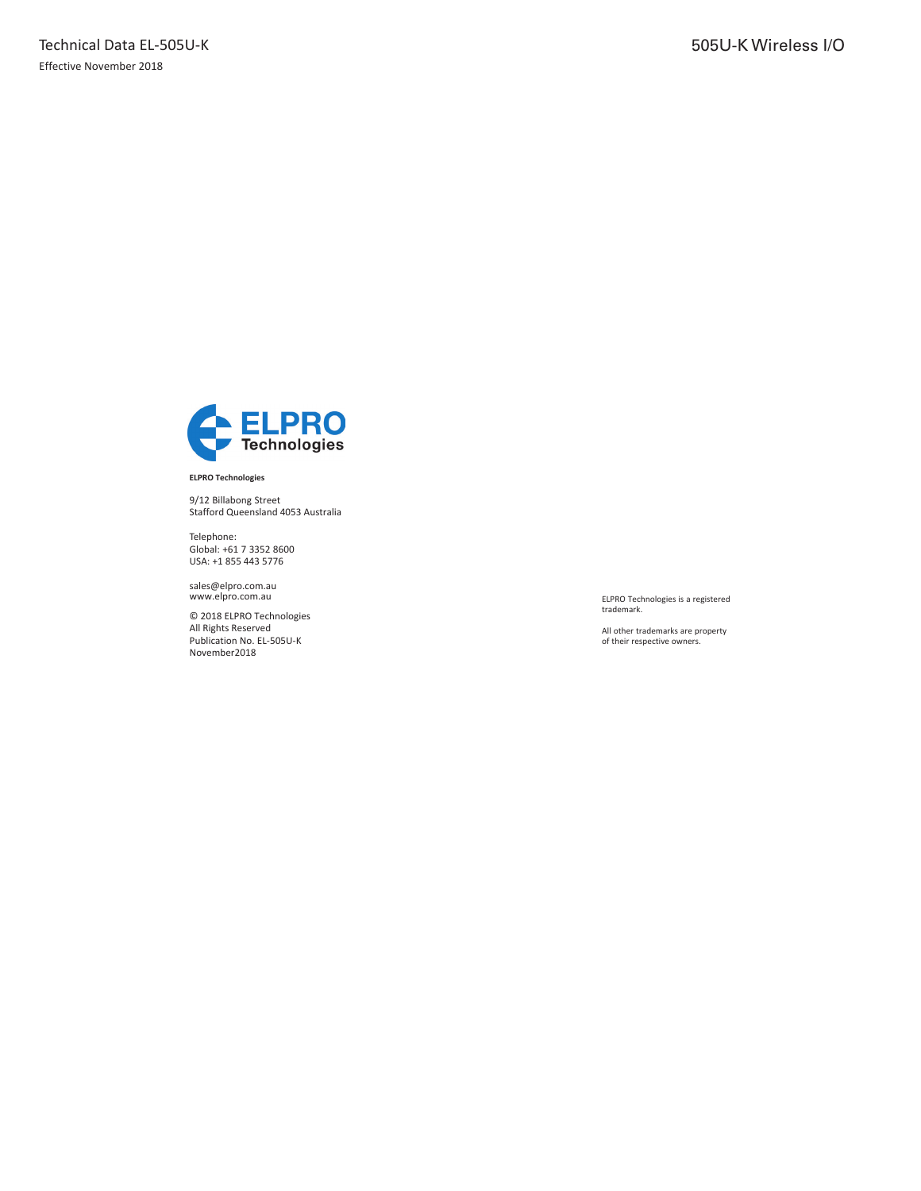**ELPRO Technologies**

9/12 Billabong Street
Stafford Queensland 4053 Australia

Telephone:
Global: +61 7 3352 8600
USA: +1 855 443 5776

sales@elpro.com.au
www.elpro.com.au

© 2018 ELPRO Technologies
All Rights Reserved
Publication No. EL-505U-K
November2018

ELPRO Technologies is a registered trademark.

All other trademarks are property of their respective owners.